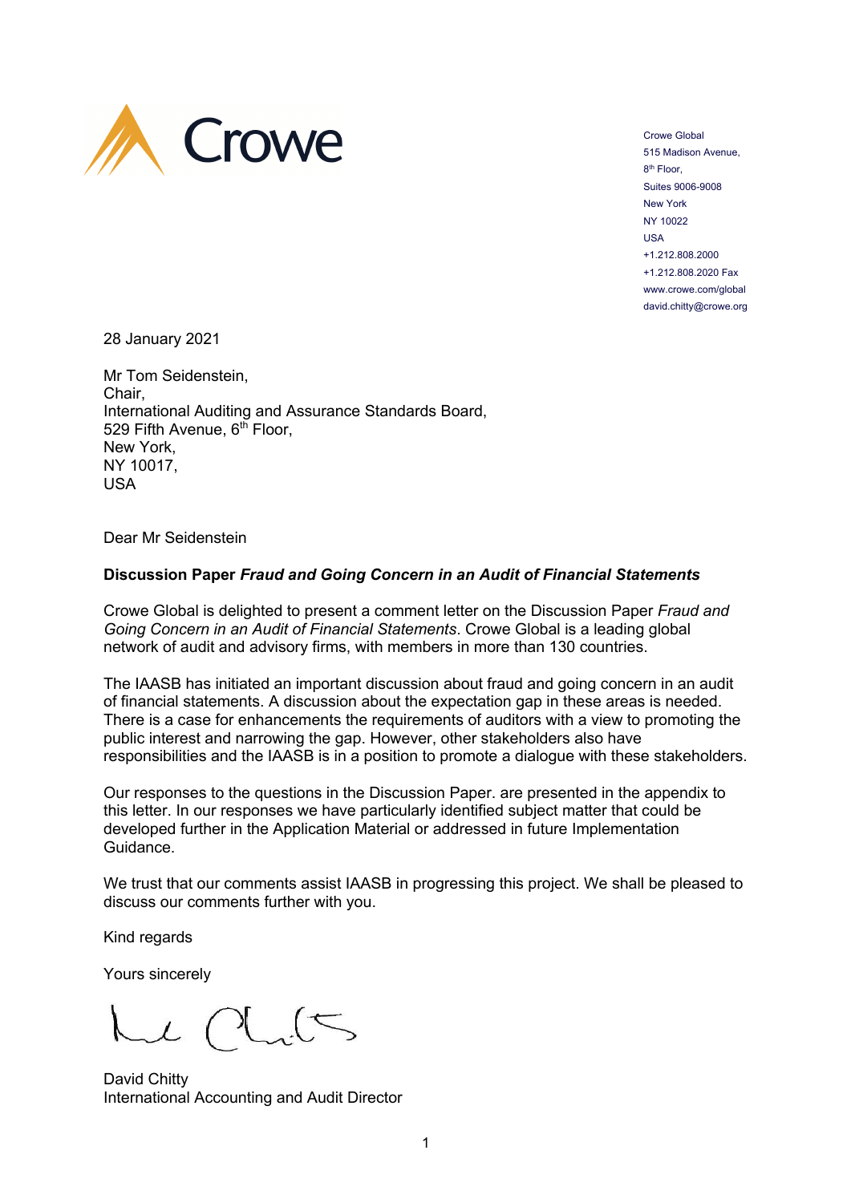Crowe

Crowe Global
515 Madison Avenue,
8th Floor,
Suites 9006-9008
New York
NY 10022
USA
+1.212.808.2000
+1.212.808.2020 Fax
www.crowe.com/global
david.chitty@crowe.org

28 January 2021

Mr Tom Seidenstein,
Chair,
International Auditing and Assurance Standards Board,
529 Fifth Avenue, 6th Floor,
New York,
NY 10017,
USA

Dear Mr Seidenstein

**Discussion Paper *Fraud and Going Concern in an Audit of Financial Statements***

Crowe Global is delighted to present a comment letter on the Discussion Paper *Fraud and Going Concern in an Audit of Financial Statements*. Crowe Global is a leading global network of audit and advisory firms, with members in more than 130 countries.

The IAASB has initiated an important discussion about fraud and going concern in an audit of financial statements. A discussion about the expectation gap in these areas is needed. There is a case for enhancements the requirements of auditors with a view to promoting the public interest and narrowing the gap. However, other stakeholders also have responsibilities and the IAASB is in a position to promote a dialogue with these stakeholders.

Our responses to the questions in the Discussion Paper. are presented in the appendix to this letter. In our responses we have particularly identified subject matter that could be developed further in the Application Material or addressed in future Implementation Guidance.

We trust that our comments assist IAASB in progressing this project. We shall be pleased to discuss our comments further with you.

Kind regards

Yours sincerely

David Chitty
International Accounting and Audit Director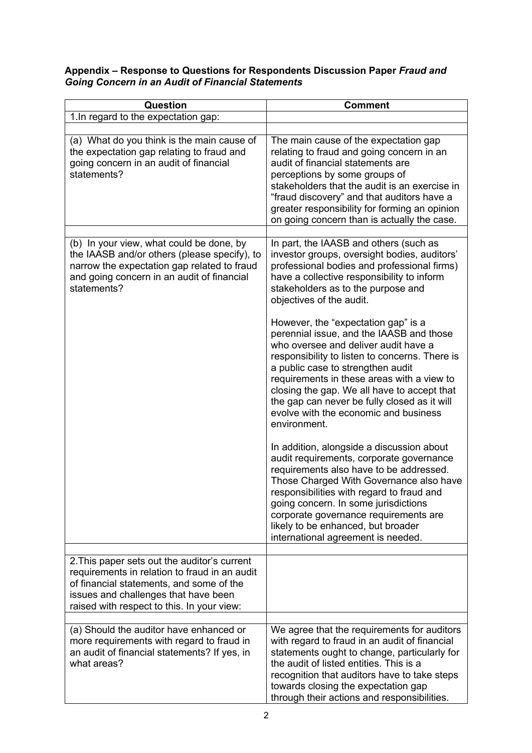**Appendix – Response to Questions for Respondents Discussion Paper *Fraud and Going Concern in an Audit of Financial Statements***

| Question | Comment |
|---|---|
| 1.In regard to the expectation gap: | |
| | |
| (a) What do you think is the main cause of the expectation gap relating to fraud and going concern in an audit of financial statements? | The main cause of the expectation gap relating to fraud and going concern in an audit of financial statements are perceptions by some groups of stakeholders that the audit is an exercise in "fraud discovery" and that auditors have a greater responsibility for forming an opinion on going concern than is actually the case. |
| | |
| (b) In your view, what could be done, by the IAASB and/or others (please specify), to narrow the expectation gap related to fraud and going concern in an audit of financial statements? | In part, the IAASB and others (such as investor groups, oversight bodies, auditors' professional bodies and professional firms) have a collective responsibility to inform stakeholders as to the purpose and objectives of the audit.<br><br>However, the "expectation gap" is a perennial issue, and the IAASB and those who oversee and deliver audit have a responsibility to listen to concerns. There is a public case to strengthen audit requirements in these areas with a view to closing the gap. We all have to accept that the gap can never be fully closed as it will evolve with the economic and business environment.<br><br>In addition, alongside a discussion about audit requirements, corporate governance requirements also have to be addressed. Those Charged With Governance also have responsibilities with regard to fraud and going concern. In some jurisdictions corporate governance requirements are likely to be enhanced, but broader international agreement is needed. |
| | |
| 2.This paper sets out the auditor's current requirements in relation to fraud in an audit of financial statements, and some of the issues and challenges that have been raised with respect to this. In your view: | |
| | |
| (a) Should the auditor have enhanced or more requirements with regard to fraud in an audit of financial statements? If yes, in what areas? | We agree that the requirements for auditors with regard to fraud in an audit of financial statements ought to change, particularly for the audit of listed entities. This is a recognition that auditors have to take steps towards closing the expectation gap through their actions and responsibilities. |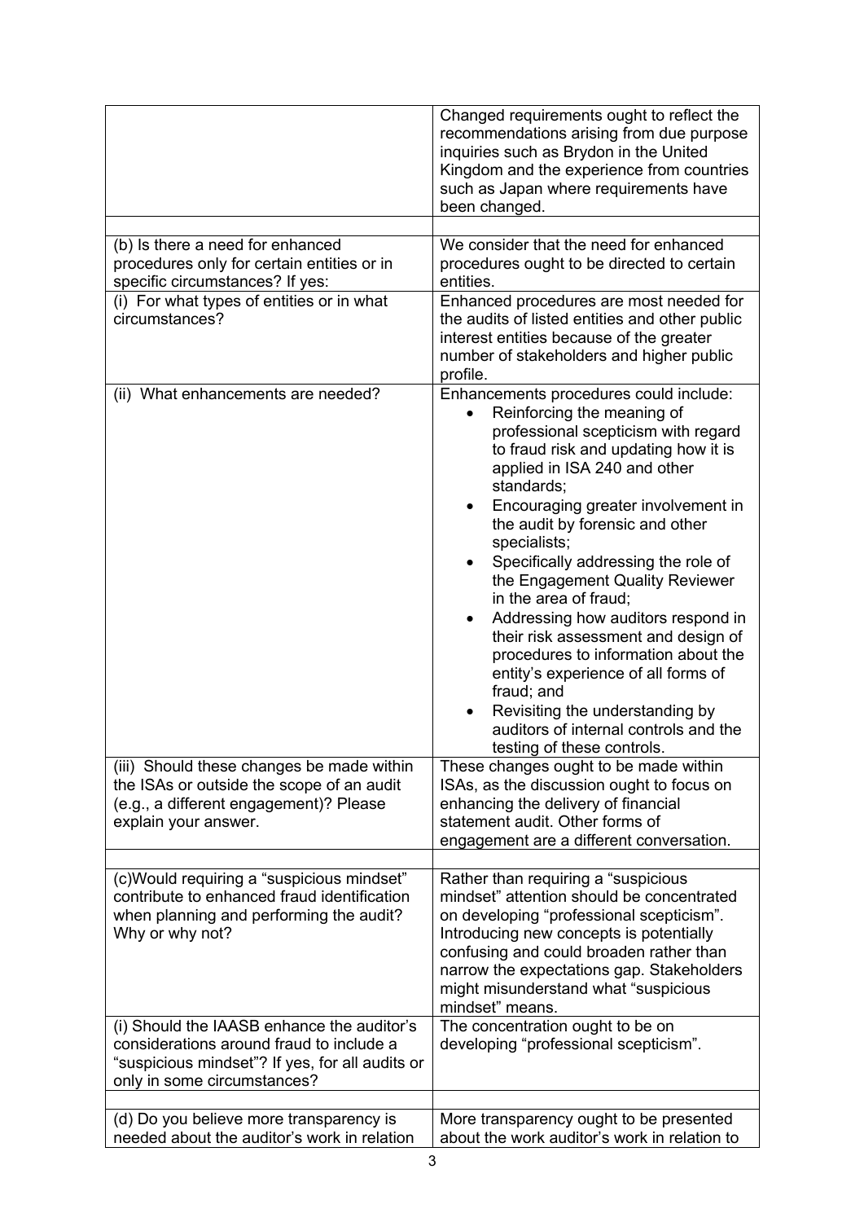| | |
|---|---|
| | Changed requirements ought to reflect the recommendations arising from due purpose inquiries such as Brydon in the United Kingdom and the experience from countries such as Japan where requirements have been changed. |
| | |
| (b) Is there a need for enhanced procedures only for certain entities or in specific circumstances? If yes: | We consider that the need for enhanced procedures ought to be directed to certain entities. |
| (i) For what types of entities or in what circumstances? | Enhanced procedures are most needed for the audits of listed entities and other public interest entities because of the greater number of stakeholders and higher public profile. |
| (ii) What enhancements are needed? | Enhancements procedures could include:<br>• Reinforcing the meaning of professional scepticism with regard to fraud risk and updating how it is applied in ISA 240 and other standards;<br>• Encouraging greater involvement in the audit by forensic and other specialists;<br>• Specifically addressing the role of the Engagement Quality Reviewer in the area of fraud;<br>• Addressing how auditors respond in their risk assessment and design of procedures to information about the entity's experience of all forms of fraud; and<br>• Revisiting the understanding by auditors of internal controls and the testing of these controls. |
| (iii) Should these changes be made within the ISAs or outside the scope of an audit (e.g., a different engagement)? Please explain your answer. | These changes ought to be made within ISAs, as the discussion ought to focus on enhancing the delivery of financial statement audit. Other forms of engagement are a different conversation. |
| | |
| (c)Would requiring a "suspicious mindset" contribute to enhanced fraud identification when planning and performing the audit? Why or why not? | Rather than requiring a "suspicious mindset" attention should be concentrated on developing "professional scepticism". Introducing new concepts is potentially confusing and could broaden rather than narrow the expectations gap. Stakeholders might misunderstand what "suspicious mindset" means. |
| (i) Should the IAASB enhance the auditor's considerations around fraud to include a "suspicious mindset"? If yes, for all audits or only in some circumstances? | The concentration ought to be on developing "professional scepticism". |
| | |
| (d) Do you believe more transparency is needed about the auditor's work in relation | More transparency ought to be presented about the work auditor's work in relation to |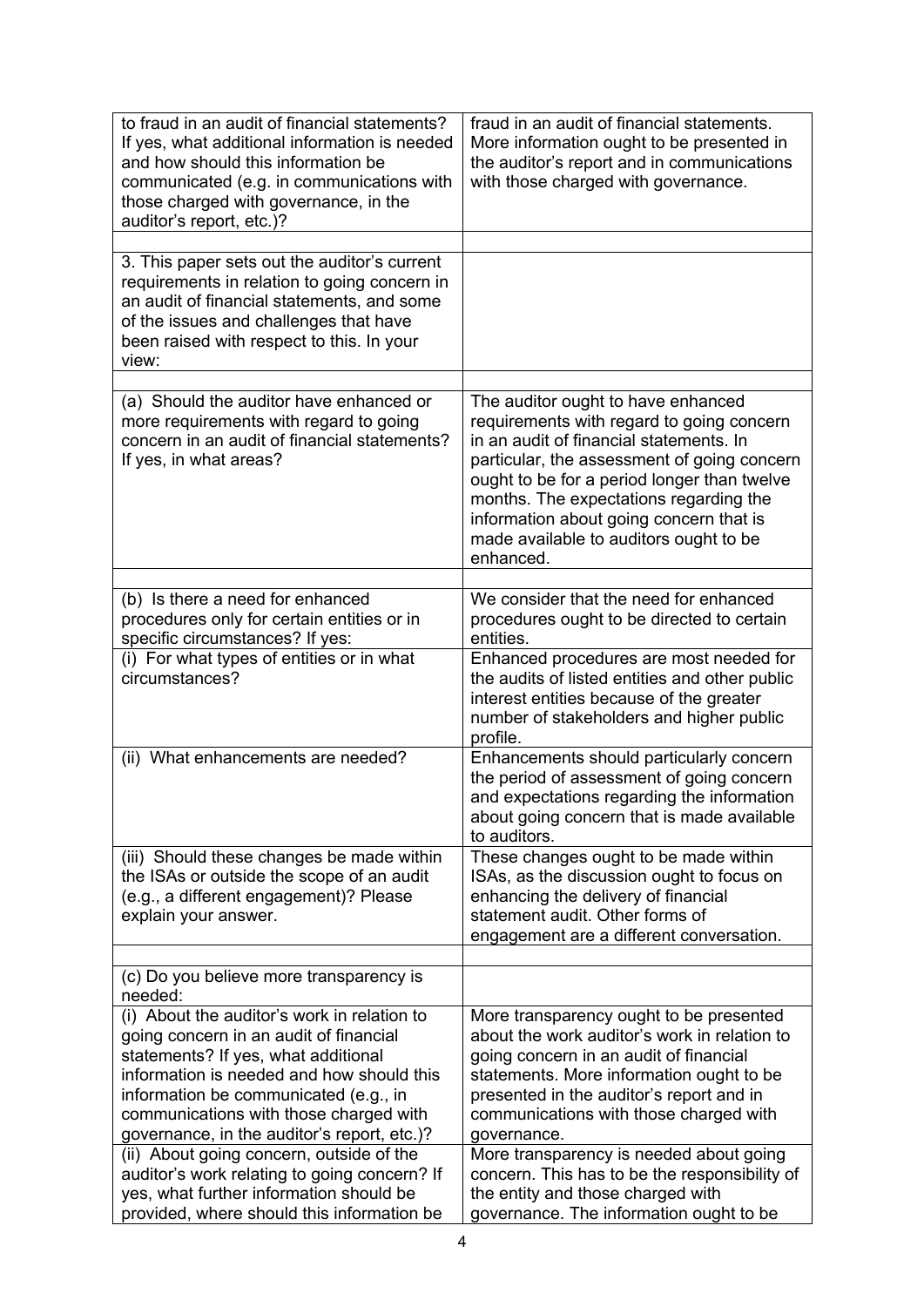| | |
|---|---|
| to fraud in an audit of financial statements? If yes, what additional information is needed and how should this information be communicated (e.g. in communications with those charged with governance, in the auditor's report, etc.)? | fraud in an audit of financial statements. More information ought to be presented in the auditor's report and in communications with those charged with governance. |
| | |
| 3. This paper sets out the auditor's current requirements in relation to going concern in an audit of financial statements, and some of the issues and challenges that have been raised with respect to this. In your view: | |
| | |
| (a) Should the auditor have enhanced or more requirements with regard to going concern in an audit of financial statements? If yes, in what areas? | The auditor ought to have enhanced requirements with regard to going concern in an audit of financial statements. In particular, the assessment of going concern ought to be for a period longer than twelve months. The expectations regarding the information about going concern that is made available to auditors ought to be enhanced. |
| | |
| (b) Is there a need for enhanced procedures only for certain entities or in specific circumstances? If yes: | We consider that the need for enhanced procedures ought to be directed to certain entities. |
| (i) For what types of entities or in what circumstances? | Enhanced procedures are most needed for the audits of listed entities and other public interest entities because of the greater number of stakeholders and higher public profile. |
| (ii) What enhancements are needed? | Enhancements should particularly concern the period of assessment of going concern and expectations regarding the information about going concern that is made available to auditors. |
| (iii) Should these changes be made within the ISAs or outside the scope of an audit (e.g., a different engagement)? Please explain your answer. | These changes ought to be made within ISAs, as the discussion ought to focus on enhancing the delivery of financial statement audit. Other forms of engagement are a different conversation. |
| | |
| (c) Do you believe more transparency is needed: | |
| (i) About the auditor's work in relation to going concern in an audit of financial statements? If yes, what additional information is needed and how should this information be communicated (e.g., in communications with those charged with governance, in the auditor's report, etc.)? | More transparency ought to be presented about the work auditor's work in relation to going concern in an audit of financial statements. More information ought to be presented in the auditor's report and in communications with those charged with governance. |
| (ii) About going concern, outside of the auditor's work relating to going concern? If yes, what further information should be provided, where should this information be | More transparency is needed about going concern. This has to be the responsibility of the entity and those charged with governance. The information ought to be |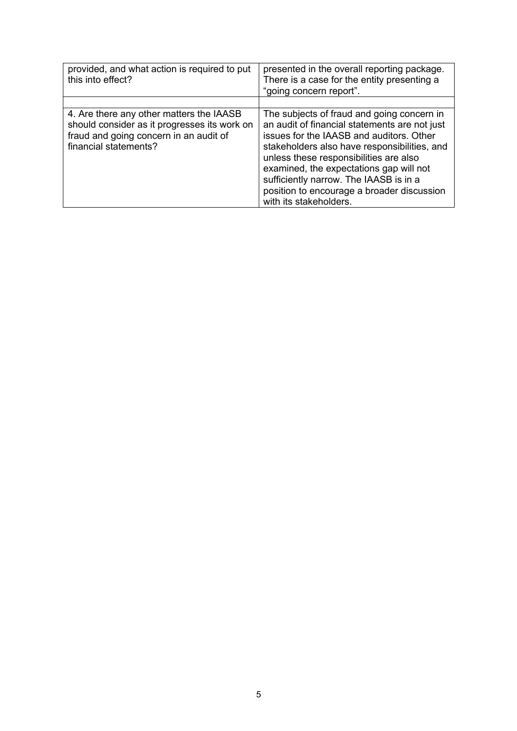| | |
|---|---|
| provided, and what action is required to put this into effect? | presented in the overall reporting package. There is a case for the entity presenting a "going concern report". |
| | |
| 4. Are there any other matters the IAASB should consider as it progresses its work on fraud and going concern in an audit of financial statements? | The subjects of fraud and going concern in an audit of financial statements are not just issues for the IAASB and auditors. Other stakeholders also have responsibilities, and unless these responsibilities are also examined, the expectations gap will not sufficiently narrow. The IAASB is in a position to encourage a broader discussion with its stakeholders. |